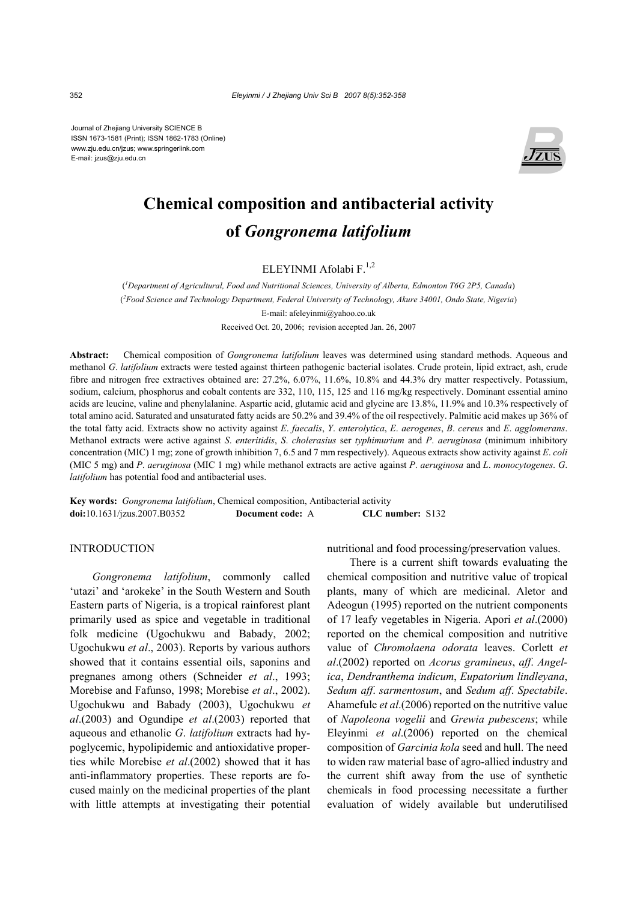Journal of Zhejiang University SCIENCE B
ISSN 1673-1581 (Print); ISSN 1862-1783 (Online)
www.zju.edu.cn/jzus; www.springerlink.com
E-mail: jzus@zju.edu.cn

# Chemical composition and antibacterial activity of *Gongronema latifolium*

ELEYINMI Afolabi F.[1,2]

([1]*Department of Agricultural, Food and Nutritional Sciences, University of Alberta, Edmonton T6G 2P5, Canada*)
([2]*Food Science and Technology Department, Federal University of Technology, Akure 34001, Ondo State, Nigeria*)
E-mail: afeleyinmi@yahoo.co.uk
Received Oct. 20, 2006; revision accepted Jan. 26, 2007

**Abstract:** Chemical composition of *Gongronema latifolium* leaves was determined using standard methods. Aqueous and methanol *G. latifolium* extracts were tested against thirteen pathogenic bacterial isolates. Crude protein, lipid extract, ash, crude fibre and nitrogen free extractives obtained are: 27.2%, 6.07%, 11.6%, 10.8% and 44.3% dry matter respectively. Potassium, sodium, calcium, phosphorus and cobalt contents are 332, 110, 115, 125 and 116 mg/kg respectively. Dominant essential amino acids are leucine, valine and phenylalanine. Aspartic acid, glutamic acid and glycine are 13.8%, 11.9% and 10.3% respectively of total amino acid. Saturated and unsaturated fatty acids are 50.2% and 39.4% of the oil respectively. Palmitic acid makes up 36% of the total fatty acid. Extracts show no activity against *E. faecalis*, *Y. enterolytica*, *E. aerogenes*, *B. cereus* and *E. agglomerans*. Methanol extracts were active against *S. enteritidis*, *S. cholerasius* ser *typhimurium* and *P. aeruginosa* (minimum inhibitory concentration (MIC) 1 mg; zone of growth inhibition 7, 6.5 and 7 mm respectively). Aqueous extracts show activity against *E. coli* (MIC 5 mg) and *P. aeruginosa* (MIC 1 mg) while methanol extracts are active against *P. aeruginosa* and *L. monocytogenes*. *G. latifolium* has potential food and antibacterial uses.

**Key words:** *Gongronema latifolium*, Chemical composition, Antibacterial activity
**doi:**10.1631/jzus.2007.B0352 **Document code:** A **CLC number:** S132

## INTRODUCTION

*Gongronema latifolium*, commonly called 'utazi' and 'arokeke' in the South Western and South Eastern parts of Nigeria, is a tropical rainforest plant primarily used as spice and vegetable in traditional folk medicine (Ugochukwu and Babady, 2002; Ugochukwu *et al*., 2003). Reports by various authors showed that it contains essential oils, saponins and pregnanes among others (Schneider *et al*., 1993; Morebise and Fafunso, 1998; Morebise *et al*., 2002). Ugochukwu and Babady (2003), Ugochukwu *et al*.(2003) and Ogundipe *et al*.(2003) reported that aqueous and ethanolic *G. latifolium* extracts had hypoglycemic, hypolipidemic and antioxidative properties while Morebise *et al*.(2002) showed that it has anti-inflammatory properties. These reports are focused mainly on the medicinal properties of the plant with little attempts at investigating their potential nutritional and food processing/preservation values.

There is a current shift towards evaluating the chemical composition and nutritive value of tropical plants, many of which are medicinal. Aletor and Adeogun (1995) reported on the nutrient components of 17 leafy vegetables in Nigeria. Apori *et al*.(2000) reported on the chemical composition and nutritive value of *Chromolaena odorata* leaves. Corlett *et al*.(2002) reported on *Acorus gramineus*, *aff*. *Angelica*, *Dendranthema indicum*, *Eupatorium lindleyana*, *Sedum aff*. *sarmentosum*, and *Sedum aff*. *Spectabile*. Ahamefule *et al*.(2006) reported on the nutritive value of *Napoleona vogelii* and *Grewia pubescens*; while Eleyinmi *et al*.(2006) reported on the chemical composition of *Garcinia kola* seed and hull. The need to widen raw material base of agro-allied industry and the current shift away from the use of synthetic chemicals in food processing necessitate a further evaluation of widely available but underutilised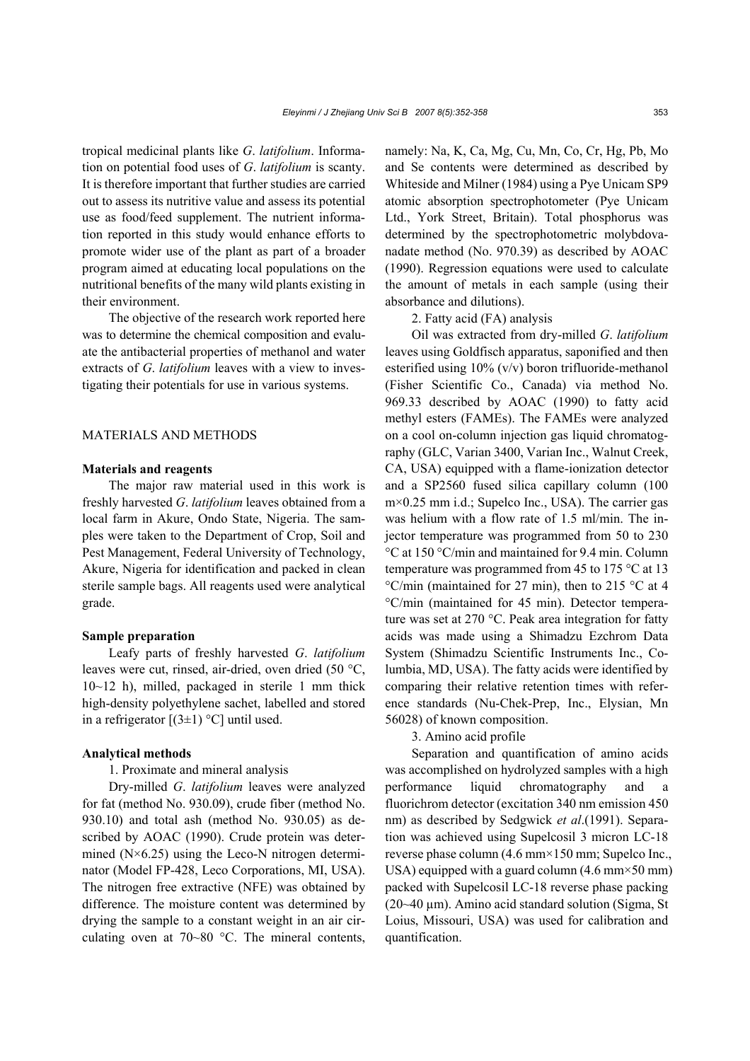tropical medicinal plants like *G. latifolium*. Information on potential food uses of *G. latifolium* is scanty. It is therefore important that further studies are carried out to assess its nutritive value and assess its potential use as food/feed supplement. The nutrient information reported in this study would enhance efforts to promote wider use of the plant as part of a broader program aimed at educating local populations on the nutritional benefits of the many wild plants existing in their environment.

The objective of the research work reported here was to determine the chemical composition and evaluate the antibacterial properties of methanol and water extracts of *G. latifolium* leaves with a view to investigating their potentials for use in various systems.

## MATERIALS AND METHODS

### Materials and reagents

The major raw material used in this work is freshly harvested *G. latifolium* leaves obtained from a local farm in Akure, Ondo State, Nigeria. The samples were taken to the Department of Crop, Soil and Pest Management, Federal University of Technology, Akure, Nigeria for identification and packed in clean sterile sample bags. All reagents used were analytical grade.

### Sample preparation

Leafy parts of freshly harvested *G. latifolium* leaves were cut, rinsed, air-dried, oven dried (50 °C, 10~12 h), milled, packaged in sterile 1 mm thick high-density polyethylene sachet, labelled and stored in a refrigerator [(3±1) °C] until used.

### Analytical methods

1. Proximate and mineral analysis

Dry-milled *G. latifolium* leaves were analyzed for fat (method No. 930.09), crude fiber (method No. 930.10) and total ash (method No. 930.05) as described by AOAC (1990). Crude protein was determined (N×6.25) using the Leco-N nitrogen determinator (Model FP-428, Leco Corporations, MI, USA). The nitrogen free extractive (NFE) was obtained by difference. The moisture content was determined by drying the sample to a constant weight in an air circulating oven at 70~80 °C. The mineral contents, namely: Na, K, Ca, Mg, Cu, Mn, Co, Cr, Hg, Pb, Mo and Se contents were determined as described by Whiteside and Milner (1984) using a Pye Unicam SP9 atomic absorption spectrophotometer (Pye Unicam Ltd., York Street, Britain). Total phosphorus was determined by the spectrophotometric molybdovanadate method (No. 970.39) as described by AOAC (1990). Regression equations were used to calculate the amount of metals in each sample (using their absorbance and dilutions).

2. Fatty acid (FA) analysis

Oil was extracted from dry-milled *G. latifolium* leaves using Goldfisch apparatus, saponified and then esterified using 10% (v/v) boron trifluoride-methanol (Fisher Scientific Co., Canada) via method No. 969.33 described by AOAC (1990) to fatty acid methyl esters (FAMEs). The FAMEs were analyzed on a cool on-column injection gas liquid chromatography (GLC, Varian 3400, Varian Inc., Walnut Creek, CA, USA) equipped with a flame-ionization detector and a SP2560 fused silica capillary column (100 m×0.25 mm i.d.; Supelco Inc., USA). The carrier gas was helium with a flow rate of 1.5 ml/min. The injector temperature was programmed from 50 to 230 °C at 150 °C/min and maintained for 9.4 min. Column temperature was programmed from 45 to 175 °C at 13 °C/min (maintained for 27 min), then to 215 °C at 4 °C/min (maintained for 45 min). Detector temperature was set at 270 °C. Peak area integration for fatty acids was made using a Shimadzu Ezchrom Data System (Shimadzu Scientific Instruments Inc., Columbia, MD, USA). The fatty acids were identified by comparing their relative retention times with reference standards (Nu-Chek-Prep, Inc., Elysian, Mn 56028) of known composition.

3. Amino acid profile

Separation and quantification of amino acids was accomplished on hydrolyzed samples with a high performance liquid chromatography and a fluorichrom detector (excitation 340 nm emission 450 nm) as described by Sedgwick *et al*.(1991). Separation was achieved using Supelcosil 3 micron LC-18 reverse phase column (4.6 mm×150 mm; Supelco Inc., USA) equipped with a guard column (4.6 mm×50 mm) packed with Supelcosil LC-18 reverse phase packing (20~40 μm). Amino acid standard solution (Sigma, St Loius, Missouri, USA) was used for calibration and quantification.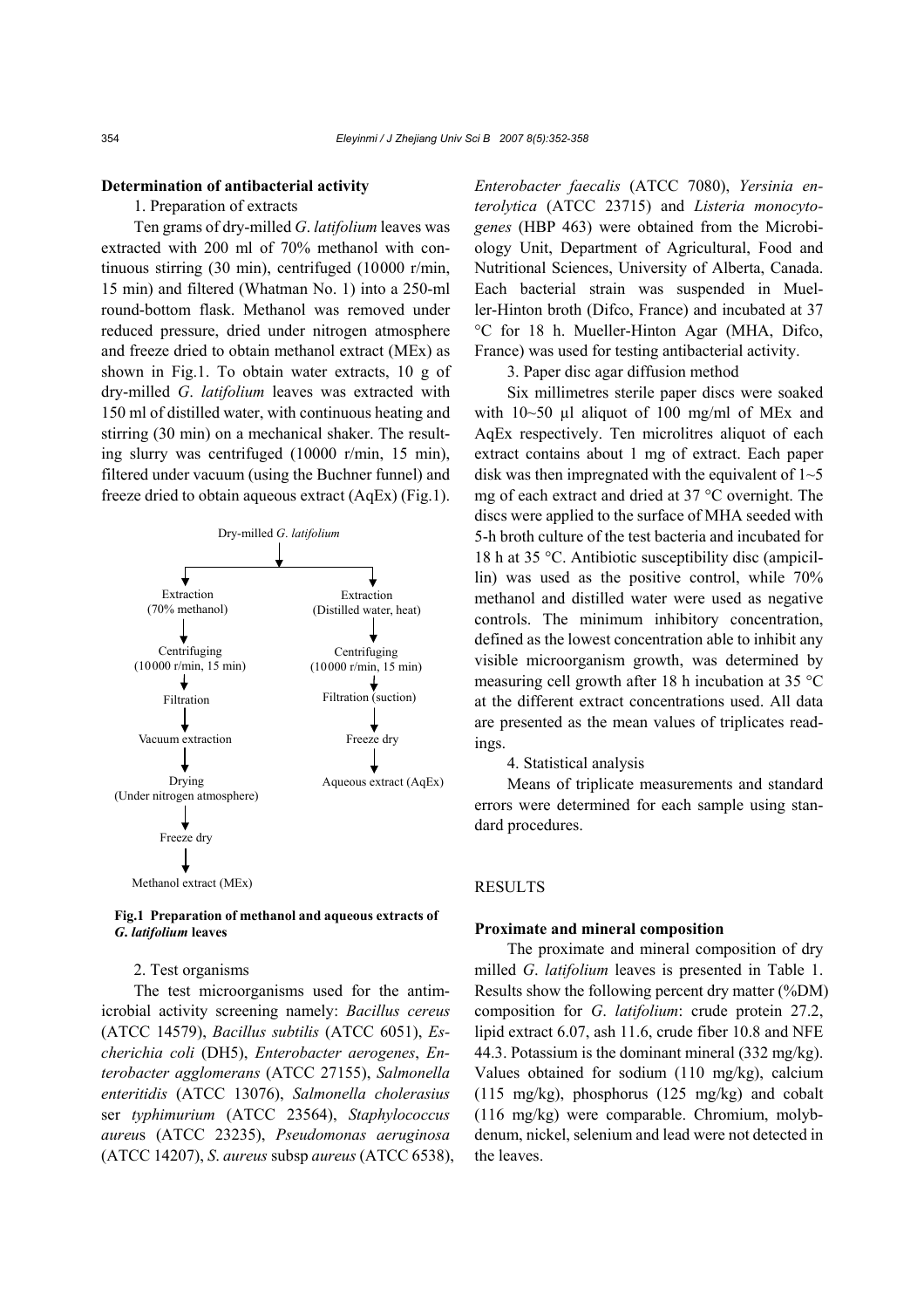### Determination of antibacterial activity

1. Preparation of extracts

Ten grams of dry-milled *G. latifolium* leaves was extracted with 200 ml of 70% methanol with continuous stirring (30 min), centrifuged (10000 r/min, 15 min) and filtered (Whatman No. 1) into a 250-ml round-bottom flask. Methanol was removed under reduced pressure, dried under nitrogen atmosphere and freeze dried to obtain methanol extract (MEx) as shown in Fig.1. To obtain water extracts, 10 g of dry-milled *G. latifolium* leaves was extracted with 150 ml of distilled water, with continuous heating and stirring (30 min) on a mechanical shaker. The resulting slurry was centrifuged (10000 r/min, 15 min), filtered under vacuum (using the Buchner funnel) and freeze dried to obtain aqueous extract (AqEx) (Fig.1).

```
                     Dry-milled G. latifolium
                 ┌─────────────┴─────────────┐
            Extraction                   Extraction
          (70% methanol)           (Distilled water, heat)
                 ↓                            ↓
           Centrifuging                 Centrifuging
       (10000 r/min, 15 min)        (10000 r/min, 15 min)
                 ↓                            ↓
             Filtration               Filtration (suction)
                 ↓                            ↓
         Vacuum extraction                Freeze dry
                 ↓                            ↓
               Drying               Aqueous extract (AqEx)
    (Under nitrogen atmosphere)
                 ↓
             Freeze dry
                 ↓
       Methanol extract (MEx)
```

**Fig.1 Preparation of methanol and aqueous extracts of *G. latifolium* leaves**

2. Test organisms

The test microorganisms used for the antimicrobial activity screening namely: *Bacillus cereus* (ATCC 14579), *Bacillus subtilis* (ATCC 6051), *Escherichia coli* (DH5), *Enterobacter aerogenes*, *Enterobacter agglomerans* (ATCC 27155), *Salmonella enteritidis* (ATCC 13076), *Salmonella cholerasius* ser *typhimurium* (ATCC 23564), *Staphylococcus aureus* (ATCC 23235), *Pseudomonas aeruginosa* (ATCC 14207), *S. aureus* subsp *aureus* (ATCC 6538), *Enterobacter faecalis* (ATCC 7080), *Yersinia enterolytica* (ATCC 23715) and *Listeria monocytogenes* (HBP 463) were obtained from the Microbiology Unit, Department of Agricultural, Food and Nutritional Sciences, University of Alberta, Canada. Each bacterial strain was suspended in Mueller-Hinton broth (Difco, France) and incubated at 37 °C for 18 h. Mueller-Hinton Agar (MHA, Difco, France) was used for testing antibacterial activity.

3. Paper disc agar diffusion method

Six millimetres sterile paper discs were soaked with 10~50 μl aliquot of 100 mg/ml of MEx and AqEx respectively. Ten microlitres aliquot of each extract contains about 1 mg of extract. Each paper disk was then impregnated with the equivalent of 1~5 mg of each extract and dried at 37 °C overnight. The discs were applied to the surface of MHA seeded with 5-h broth culture of the test bacteria and incubated for 18 h at 35 °C. Antibiotic susceptibility disc (ampicillin) was used as the positive control, while 70% methanol and distilled water were used as negative controls. The minimum inhibitory concentration, defined as the lowest concentration able to inhibit any visible microorganism growth, was determined by measuring cell growth after 18 h incubation at 35 °C at the different extract concentrations used. All data are presented as the mean values of triplicates readings.

4. Statistical analysis

Means of triplicate measurements and standard errors were determined for each sample using standard procedures.

## RESULTS

### Proximate and mineral composition

The proximate and mineral composition of dry milled *G. latifolium* leaves is presented in Table 1. Results show the following percent dry matter (%DM) composition for *G. latifolium*: crude protein 27.2, lipid extract 6.07, ash 11.6, crude fiber 10.8 and NFE 44.3. Potassium is the dominant mineral (332 mg/kg). Values obtained for sodium (110 mg/kg), calcium (115 mg/kg), phosphorus (125 mg/kg) and cobalt (116 mg/kg) were comparable. Chromium, molybdenum, nickel, selenium and lead were not detected in the leaves.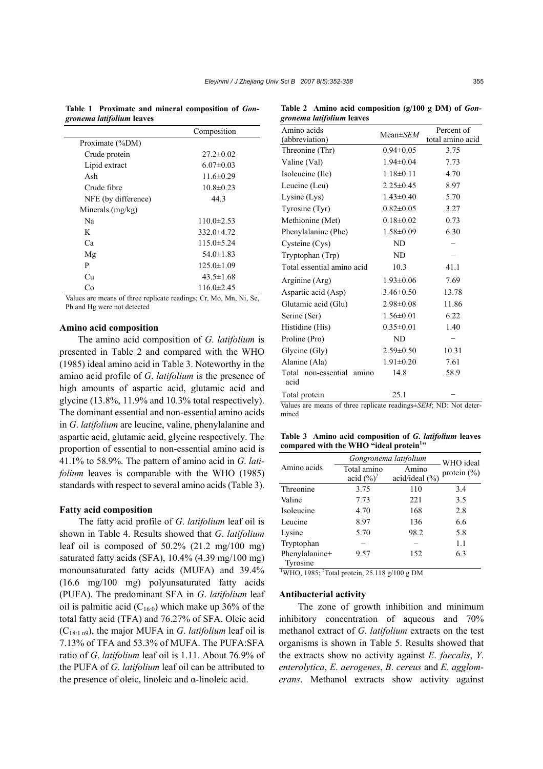**Table 1 Proximate and mineral composition of *Gongronema latifolium* leaves**

| | Composition |
|---|---|
| Proximate (%DM) | |
| Crude protein | 27.2±0.02 |
| Lipid extract | 6.07±0.03 |
| Ash | 11.6±0.29 |
| Crude fibre | 10.8±0.23 |
| NFE (by difference) | 44.3 |
| Minerals (mg/kg) | |
| Na | 110.0±2.53 |
| K | 332.0±4.72 |
| Ca | 115.0±5.24 |
| Mg | 54.0±1.83 |
| P | 125.0±1.09 |
| Cu | 43.5±1.68 |
| Co | 116.0±2.45 |

Values are means of three replicate readings; Cr, Mo, Mn, Ni, Se, Pb and Hg were not detected

**Table 2 Amino acid composition (g/100 g DM) of *Gongronema latifolium* leaves**

| Amino acids (abbreviation) | Mean±*SEM* | Percent of total amino acid |
|---|---|---|
| Threonine (Thr) | 0.94±0.05 | 3.75 |
| Valine (Val) | 1.94±0.04 | 7.73 |
| Isoleucine (Ile) | 1.18±0.11 | 4.70 |
| Leucine (Leu) | 2.25±0.45 | 8.97 |
| Lysine (Lys) | 1.43±0.40 | 5.70 |
| Tyrosine (Tyr) | 0.82±0.05 | 3.27 |
| Methionine (Met) | 0.18±0.02 | 0.73 |
| Phenylalanine (Phe) | 1.58±0.09 | 6.30 |
| Cysteine (Cys) | ND | – |
| Tryptophan (Trp) | ND | – |
| Total essential amino acid | 10.3 | 41.1 |
| Arginine (Arg) | 1.93±0.06 | 7.69 |
| Aspartic acid (Asp) | 3.46±0.50 | 13.78 |
| Glutamic acid (Glu) | 2.98±0.08 | 11.86 |
| Serine (Ser) | 1.56±0.01 | 6.22 |
| Histidine (His) | 0.35±0.01 | 1.40 |
| Proline (Pro) | ND | – |
| Glycine (Gly) | 2.59±0.50 | 10.31 |
| Alanine (Ala) | 1.91±0.20 | 7.61 |
| Total non-essential amino acid | 14.8 | 58.9 |
| Total protein | 25.1 | – |

Values are means of three replicate readings±*SEM*; ND: Not determined

**Table 3 Amino acid composition of *G. latifolium* leaves compared with the WHO "ideal protein[1]"**

| Amino acids | *Gongronema latifolium* | | WHO ideal protein (%) |
|---|---|---|---|
| | Total amino acid (%)[2] | Amino acid/ideal (%) | |
| Threonine | 3.75 | 110 | 3.4 |
| Valine | 7.73 | 221 | 3.5 |
| Isoleucine | 4.70 | 168 | 2.8 |
| Leucine | 8.97 | 136 | 6.6 |
| Lysine | 5.70 | 98.2 | 5.8 |
| Tryptophan | – | – | 1.1 |
| Phenylalanine+ Tyrosine | 9.57 | 152 | 6.3 |

[1]WHO, 1985; [2]Total protein, 25.118 g/100 g DM

## Amino acid composition

The amino acid composition of *G. latifolium* is presented in Table 2 and compared with the WHO (1985) ideal amino acid in Table 3. Noteworthy in the amino acid profile of *G. latifolium* is the presence of high amounts of aspartic acid, glutamic acid and glycine (13.8%, 11.9% and 10.3% total respectively). The dominant essential and non-essential amino acids in *G. latifolium* are leucine, valine, phenylalanine and aspartic acid, glutamic acid, glycine respectively. The proportion of essential to non-essential amino acid is 41.1% to 58.9%. The pattern of amino acid in *G. latifolium* leaves is comparable with the WHO (1985) standards with respect to several amino acids (Table 3).

## Fatty acid composition

The fatty acid profile of *G. latifolium* leaf oil is shown in Table 4. Results showed that *G. latifolium* leaf oil is composed of 50.2% (21.2 mg/100 mg) saturated fatty acids (SFA), 10.4% (4.39 mg/100 mg) monounsaturated fatty acids (MUFA) and 39.4% (16.6 mg/100 mg) polyunsaturated fatty acids (PUFA). The predominant SFA in *G. latifolium* leaf oil is palmitic acid ($C_{16:0}$) which make up 36% of the total fatty acid (TFA) and 76.27% of SFA. Oleic acid ($C_{18:1\ n9}$), the major MUFA in *G. latifolium* leaf oil is 7.13% of TFA and 53.3% of MUFA. The PUFA:SFA ratio of *G. latifolium* leaf oil is 1.11. About 76.9% of the PUFA of *G. latifolium* leaf oil can be attributed to the presence of oleic, linoleic and α-linoleic acid.

## Antibacterial activity

The zone of growth inhibition and minimum inhibitory concentration of aqueous and 70% methanol extract of *G. latifolium* extracts on the test organisms is shown in Table 5. Results showed that the extracts show no activity against *E. faecalis*, *Y. enterolytica*, *E. aerogenes*, *B. cereus* and *E. agglomerans*. Methanol extracts show activity against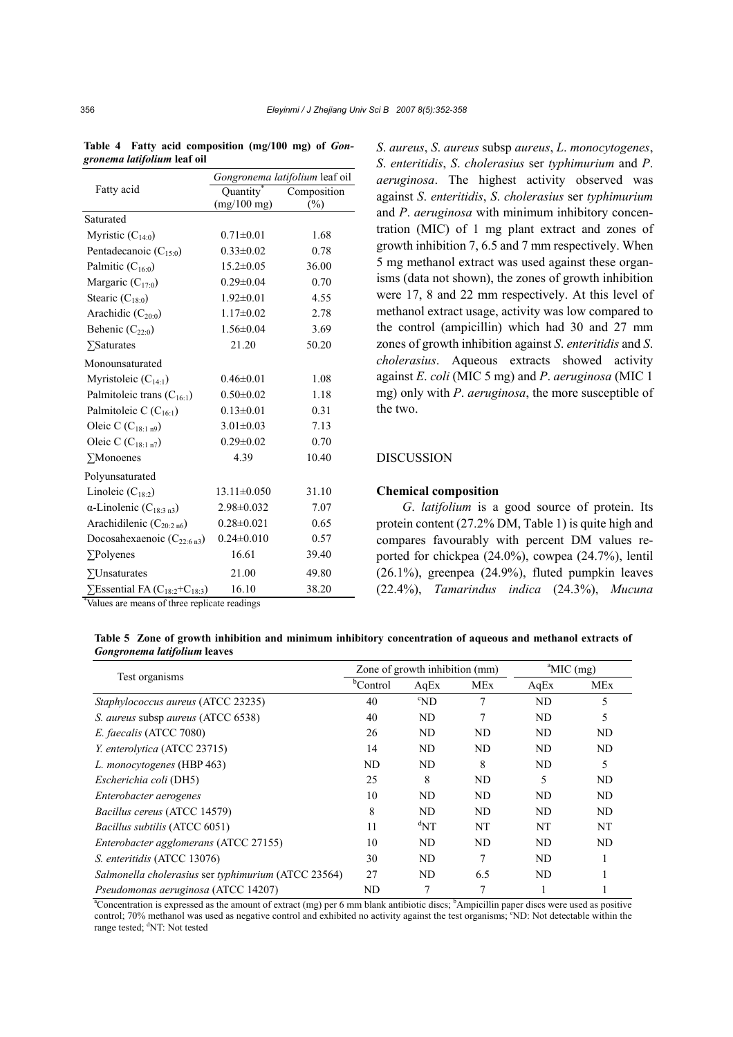**Table 4 Fatty acid composition (mg/100 mg) of *Gongronema latifolium* leaf oil**

| Fatty acid | *Gongronema latifolium* leaf oil | |
|---|---|---|
| | Quantity* (mg/100 mg) | Composition (%) |
| Saturated | | |
| Myristic ($C_{14:0}$) | 0.71±0.01 | 1.68 |
| Pentadecanoic ($C_{15:0}$) | 0.33±0.02 | 0.78 |
| Palmitic ($C_{16:0}$) | 15.2±0.05 | 36.00 |
| Margaric ($C_{17:0}$) | 0.29±0.04 | 0.70 |
| Stearic ($C_{18:0}$) | 1.92±0.01 | 4.55 |
| Arachidic ($C_{20:0}$) | 1.17±0.02 | 2.78 |
| Behenic ($C_{22:0}$) | 1.56±0.04 | 3.69 |
| ∑Saturates | 21.20 | 50.20 |
| Monounsaturated | | |
| Myristoleic ($C_{14:1}$) | 0.46±0.01 | 1.08 |
| Palmitoleic trans ($C_{16:1}$) | 0.50±0.02 | 1.18 |
| Palmitoleic C ($C_{16:1}$) | 0.13±0.01 | 0.31 |
| Oleic C ($C_{18:1\ n9}$) | 3.01±0.03 | 7.13 |
| Oleic C ($C_{18:1\ n7}$) | 0.29±0.02 | 0.70 |
| ∑Monoenes | 4.39 | 10.40 |
| Polyunsaturated | | |
| Linoleic ($C_{18:2}$) | 13.11±0.050 | 31.10 |
| α-Linolenic ($C_{18:3\ n3}$) | 2.98±0.032 | 7.07 |
| Arachidilenic ($C_{20:2\ n6}$) | 0.28±0.021 | 0.65 |
| Docosahexaenoic ($C_{22:6\ n3}$) | 0.24±0.010 | 0.57 |
| ∑Polyenes | 16.61 | 39.40 |
| ∑Unsaturates | 21.00 | 49.80 |
| ∑Essential FA ($C_{18:2}$+$C_{18:3}$) | 16.10 | 38.20 |

*Values are means of three replicate readings

*S. aureus*, *S. aureus* subsp *aureus*, *L. monocytogenes*, *S. enteritidis*, *S. cholerasius* ser *typhimurium* and *P. aeruginosa*. The highest activity observed was against *S. enteritidis*, *S. cholerasius* ser *typhimurium* and *P. aeruginosa* with minimum inhibitory concentration (MIC) of 1 mg plant extract and zones of growth inhibition 7, 6.5 and 7 mm respectively. When 5 mg methanol extract was used against these organisms (data not shown), the zones of growth inhibition were 17, 8 and 22 mm respectively. At this level of methanol extract usage, activity was low compared to the control (ampicillin) which had 30 and 27 mm zones of growth inhibition against *S. enteritidis* and *S. cholerasius*. Aqueous extracts showed activity against *E. coli* (MIC 5 mg) and *P. aeruginosa* (MIC 1 mg) only with *P. aeruginosa*, the more susceptible of the two.

## DISCUSSION

### Chemical composition

*G. latifolium* is a good source of protein. Its protein content (27.2% DM, Table 1) is quite high and compares favourably with percent DM values reported for chickpea (24.0%), cowpea (24.7%), lentil (26.1%), greenpea (24.9%), fluted pumpkin leaves (22.4%), *Tamarindus indica* (24.3%), *Mucuna*

**Table 5 Zone of growth inhibition and minimum inhibitory concentration of aqueous and methanol extracts of *Gongronema latifolium* leaves**

| Test organisms | Zone of growth inhibition (mm) | | | [a]MIC (mg) | |
|---|---|---|---|---|---|
| | [b]Control | AqEx | MEx | AqEx | MEx |
| *Staphylococcus aureus* (ATCC 23235) | 40 | [c]ND | 7 | ND | 5 |
| *S. aureus* subsp *aureus* (ATCC 6538) | 40 | ND | 7 | ND | 5 |
| *E. faecalis* (ATCC 7080) | 26 | ND | ND | ND | ND |
| *Y. enterolytica* (ATCC 23715) | 14 | ND | ND | ND | ND |
| *L. monocytogenes* (HBP 463) | ND | ND | 8 | ND | 5 |
| *Escherichia coli* (DH5) | 25 | 8 | ND | 5 | ND |
| *Enterobacter aerogenes* | 10 | ND | ND | ND | ND |
| *Bacillus cereus* (ATCC 14579) | 8 | ND | ND | ND | ND |
| *Bacillus subtilis* (ATCC 6051) | 11 | [d]NT | NT | NT | NT |
| *Enterobacter agglomerans* (ATCC 27155) | 10 | ND | ND | ND | ND |
| *S. enteritidis* (ATCC 13076) | 30 | ND | 7 | ND | 1 |
| *Salmonella cholerasius* ser *typhimurium* (ATCC 23564) | 27 | ND | 6.5 | ND | 1 |
| *Pseudomonas aeruginosa* (ATCC 14207) | ND | 7 | 7 | 1 | 1 |

[a]Concentration is expressed as the amount of extract (mg) per 6 mm blank antibiotic discs; [b]Ampicillin paper discs were used as positive control; 70% methanol was used as negative control and exhibited no activity against the test organisms; [c]ND: Not detectable within the range tested; [d]NT: Not tested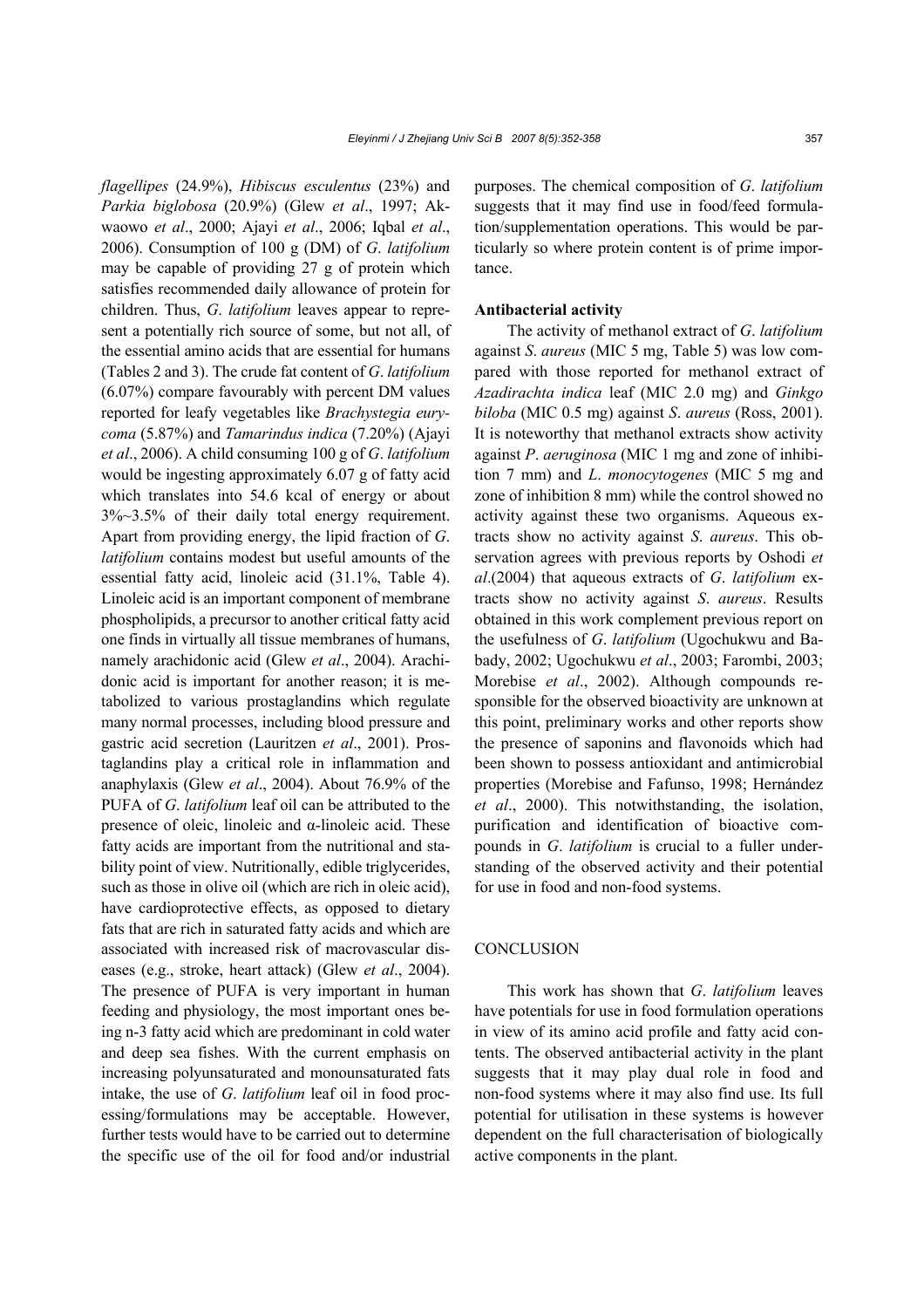*flagellipes* (24.9%), *Hibiscus esculentus* (23%) and *Parkia biglobosa* (20.9%) (Glew *et al*., 1997; Akwaowo *et al*., 2000; Ajayi *et al*., 2006; Iqbal *et al*., 2006). Consumption of 100 g (DM) of *G*. *latifolium* may be capable of providing 27 g of protein which satisfies recommended daily allowance of protein for children. Thus, *G*. *latifolium* leaves appear to represent a potentially rich source of some, but not all, of the essential amino acids that are essential for humans (Tables 2 and 3). The crude fat content of *G*. *latifolium* (6.07%) compare favourably with percent DM values reported for leafy vegetables like *Brachystegia eurycoma* (5.87%) and *Tamarindus indica* (7.20%) (Ajayi *et al*., 2006). A child consuming 100 g of *G*. *latifolium* would be ingesting approximately 6.07 g of fatty acid which translates into 54.6 kcal of energy or about 3%~3.5% of their daily total energy requirement. Apart from providing energy, the lipid fraction of *G*. *latifolium* contains modest but useful amounts of the essential fatty acid, linoleic acid (31.1%, Table 4). Linoleic acid is an important component of membrane phospholipids, a precursor to another critical fatty acid one finds in virtually all tissue membranes of humans, namely arachidonic acid (Glew *et al*., 2004). Arachidonic acid is important for another reason; it is metabolized to various prostaglandins which regulate many normal processes, including blood pressure and gastric acid secretion (Lauritzen *et al*., 2001). Prostaglandins play a critical role in inflammation and anaphylaxis (Glew *et al*., 2004). About 76.9% of the PUFA of *G*. *latifolium* leaf oil can be attributed to the presence of oleic, linoleic and α-linoleic acid. These fatty acids are important from the nutritional and stability point of view. Nutritionally, edible triglycerides, such as those in olive oil (which are rich in oleic acid), have cardioprotective effects, as opposed to dietary fats that are rich in saturated fatty acids and which are associated with increased risk of macrovascular diseases (e.g., stroke, heart attack) (Glew *et al*., 2004). The presence of PUFA is very important in human feeding and physiology, the most important ones being n-3 fatty acid which are predominant in cold water and deep sea fishes. With the current emphasis on increasing polyunsaturated and monounsaturated fats intake, the use of *G*. *latifolium* leaf oil in food processing/formulations may be acceptable. However, further tests would have to be carried out to determine the specific use of the oil for food and/or industrial purposes. The chemical composition of *G*. *latifolium* suggests that it may find use in food/feed formulation/supplementation operations. This would be particularly so where protein content is of prime importance.

### Antibacterial activity

The activity of methanol extract of *G*. *latifolium* against *S*. *aureus* (MIC 5 mg, Table 5) was low compared with those reported for methanol extract of *Azadirachta indica* leaf (MIC 2.0 mg) and *Ginkgo biloba* (MIC 0.5 mg) against *S*. *aureus* (Ross, 2001). It is noteworthy that methanol extracts show activity against *P*. *aeruginosa* (MIC 1 mg and zone of inhibition 7 mm) and *L*. *monocytogenes* (MIC 5 mg and zone of inhibition 8 mm) while the control showed no activity against these two organisms. Aqueous extracts show no activity against *S*. *aureus*. This observation agrees with previous reports by Oshodi *et al*.(2004) that aqueous extracts of *G*. *latifolium* extracts show no activity against *S*. *aureus*. Results obtained in this work complement previous report on the usefulness of *G*. *latifolium* (Ugochukwu and Babady, 2002; Ugochukwu *et al*., 2003; Farombi, 2003; Morebise *et al*., 2002). Although compounds responsible for the observed bioactivity are unknown at this point, preliminary works and other reports show the presence of saponins and flavonoids which had been shown to possess antioxidant and antimicrobial properties (Morebise and Fafunso, 1998; Hernández *et al*., 2000). This notwithstanding, the isolation, purification and identification of bioactive compounds in *G*. *latifolium* is crucial to a fuller understanding of the observed activity and their potential for use in food and non-food systems.

## CONCLUSION

This work has shown that *G*. *latifolium* leaves have potentials for use in food formulation operations in view of its amino acid profile and fatty acid contents. The observed antibacterial activity in the plant suggests that it may play dual role in food and non-food systems where it may also find use. Its full potential for utilisation in these systems is however dependent on the full characterisation of biologically active components in the plant.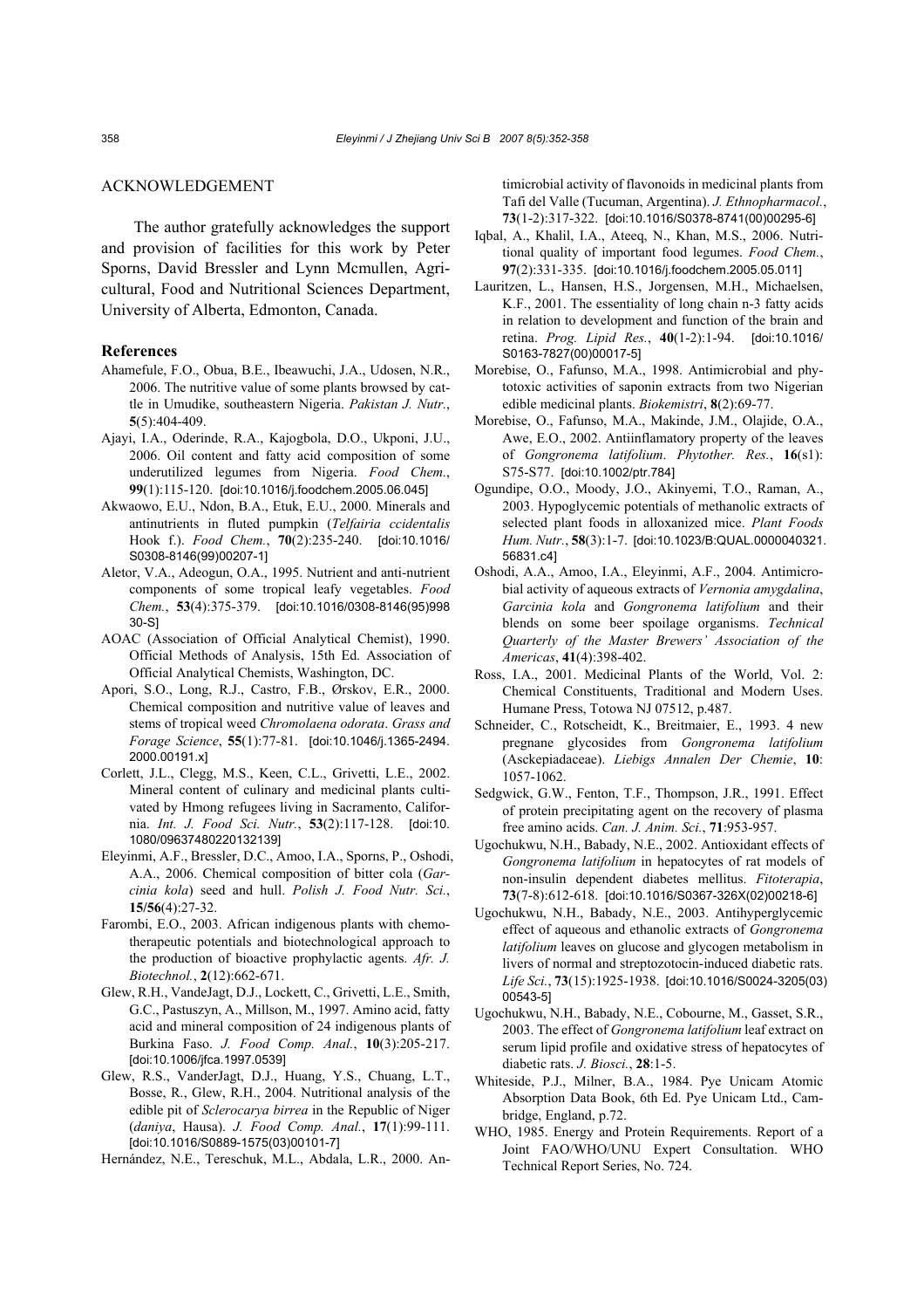## ACKNOWLEDGEMENT

The author gratefully acknowledges the support and provision of facilities for this work by Peter Sporns, David Bressler and Lynn Mcmullen, Agricultural, Food and Nutritional Sciences Department, University of Alberta, Edmonton, Canada.

## References

Ahamefule, F.O., Obua, B.E., Ibeawuchi, J.A., Udosen, N.R., 2006. The nutritive value of some plants browsed by cattle in Umudike, southeastern Nigeria. *Pakistan J. Nutr.*, **5**(5):404-409.

Ajayi, I.A., Oderinde, R.A., Kajogbola, D.O., Ukponi, J.U., 2006. Oil content and fatty acid composition of some underutilized legumes from Nigeria. *Food Chem.*, **99**(1):115-120. [doi:10.1016/j.foodchem.2005.06.045]

Akwaowo, E.U., Ndon, B.A., Etuk, E.U., 2000. Minerals and antinutrients in fluted pumpkin (*Telfairia ccidentalis* Hook f.). *Food Chem.*, **70**(2):235-240. [doi:10.1016/S0308-8146(99)00207-1]

Aletor, V.A., Adeogun, O.A., 1995. Nutrient and anti-nutrient components of some tropical leafy vegetables. *Food Chem.*, **53**(4):375-379. [doi:10.1016/0308-8146(95)99830-S]

AOAC (Association of Official Analytical Chemist), 1990. Official Methods of Analysis, 15th Ed. Association of Official Analytical Chemists, Washington, DC.

Apori, S.O., Long, R.J., Castro, F.B., Ørskov, E.R., 2000. Chemical composition and nutritive value of leaves and stems of tropical weed *Chromolaena odorata*. *Grass and Forage Science*, **55**(1):77-81. [doi:10.1046/j.1365-2494.2000.00191.x]

Corlett, J.L., Clegg, M.S., Keen, C.L., Grivetti, L.E., 2002. Mineral content of culinary and medicinal plants cultivated by Hmong refugees living in Sacramento, California. *Int. J. Food Sci. Nutr.*, **53**(2):117-128. [doi:10.1080/09637480220132139]

Eleyinmi, A.F., Bressler, D.C., Amoo, I.A., Sporns, P., Oshodi, A.A., 2006. Chemical composition of bitter cola (*Garcinia kola*) seed and hull. *Polish J. Food Nutr. Sci.*, **15/56**(4):27-32.

Farombi, E.O., 2003. African indigenous plants with chemotherapeutic potentials and biotechnological approach to the production of bioactive prophylactic agents. *Afr. J. Biotechnol.*, **2**(12):662-671.

Glew, R.H., VandeJagt, D.J., Lockett, C., Grivetti, L.E., Smith, G.C., Pastuszyn, A., Millson, M., 1997. Amino acid, fatty acid and mineral composition of 24 indigenous plants of Burkina Faso. *J. Food Comp. Anal.*, **10**(3):205-217. [doi:10.1006/jfca.1997.0539]

Glew, R.S., VanderJagt, D.J., Huang, Y.S., Chuang, L.T., Bosse, R., Glew, R.H., 2004. Nutritional analysis of the edible pit of *Sclerocarya birrea* in the Republic of Niger (*daniya*, Hausa). *J. Food Comp. Anal.*, **17**(1):99-111. [doi:10.1016/S0889-1575(03)00101-7]

Hernández, N.E., Tereschuk, M.L., Abdala, L.R., 2000. Antimicrobial activity of flavonoids in medicinal plants from Tafí del Valle (Tucuman, Argentina). *J. Ethnopharmacol.*, **73**(1-2):317-322. [doi:10.1016/S0378-8741(00)00295-6]

Iqbal, A., Khalil, I.A., Ateeq, N., Khan, M.S., 2006. Nutritional quality of important food legumes. *Food Chem.*, **97**(2):331-335. [doi:10.1016/j.foodchem.2005.05.011]

Lauritzen, L., Hansen, H.S., Jorgensen, M.H., Michaelsen, K.F., 2001. The essentiality of long chain n-3 fatty acids in relation to development and function of the brain and retina. *Prog. Lipid Res.*, **40**(1-2):1-94. [doi:10.1016/S0163-7827(00)00017-5]

Morebise, O., Fafunso, M.A., 1998. Antimicrobial and phytotoxic activities of saponin extracts from two Nigerian edible medicinal plants. *Biokemistri*, **8**(2):69-77.

Morebise, O., Fafunso, M.A., Makinde, J.M., Olajide, O.A., Awe, E.O., 2002. Antiinflamatory property of the leaves of *Gongronema latifolium*. *Phytother. Res.*, **16**(s1): S75-S77. [doi:10.1002/ptr.784]

Ogundipe, O.O., Moody, J.O., Akinyemi, T.O., Raman, A., 2003. Hypoglycemic potentials of methanolic extracts of selected plant foods in alloxanized mice. *Plant Foods Hum. Nutr.*, **58**(3):1-7. [doi:10.1023/B:QUAL.0000040321.56831.c4]

Oshodi, A.A., Amoo, I.A., Eleyinmi, A.F., 2004. Antimicrobial activity of aqueous extracts of *Vernonia amygdalina*, *Garcinia kola* and *Gongronema latifolium* and their blends on some beer spoilage organisms. *Technical Quarterly of the Master Brewers' Association of the Americas*, **41**(4):398-402.

Ross, I.A., 2001. Medicinal Plants of the World, Vol. 2: Chemical Constituents, Traditional and Modern Uses. Humane Press, Totowa NJ 07512, p.487.

Schneider, C., Rotscheidt, K., Breitmaier, E., 1993. 4 new pregnane glycosides from *Gongronema latifolium* (Asckepiadaceae). *Liebigs Annalen Der Chemie*, **10**: 1057-1062.

Sedgwick, G.W., Fenton, T.F., Thompson, J.R., 1991. Effect of protein precipitating agent on the recovery of plasma free amino acids. *Can. J. Anim. Sci.*, **71**:953-957.

Ugochukwu, N.H., Babady, N.E., 2002. Antioxidant effects of *Gongronema latifolium* in hepatocytes of rat models of non-insulin dependent diabetes mellitus. *Fitoterapia*, **73**(7-8):612-618. [doi:10.1016/S0367-326X(02)00218-6]

Ugochukwu, N.H., Babady, N.E., 2003. Antihyperglycemic effect of aqueous and ethanolic extracts of *Gongronema latifolium* leaves on glucose and glycogen metabolism in livers of normal and streptozotocin-induced diabetic rats. *Life Sci.*, **73**(15):1925-1938. [doi:10.1016/S0024-3205(03)00543-5]

Ugochukwu, N.H., Babady, N.E., Cobourne, M., Gasset, S.R., 2003. The effect of *Gongronema latifolium* leaf extract on serum lipid profile and oxidative stress of hepatocytes of diabetic rats. *J. Biosci.*, **28**:1-5.

Whiteside, P.J., Milner, B.A., 1984. Pye Unicam Atomic Absorption Data Book, 6th Ed. Pye Unicam Ltd., Cambridge, England, p.72.

WHO, 1985. Energy and Protein Requirements. Report of a Joint FAO/WHO/UNU Expert Consultation. WHO Technical Report Series, No. 724.